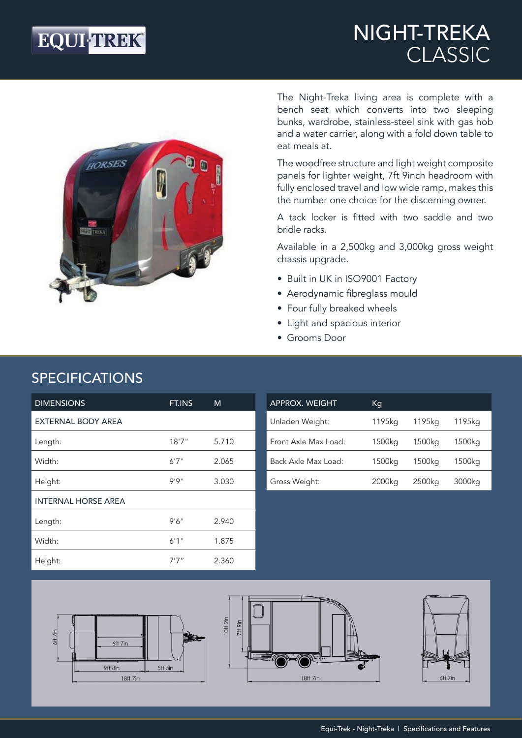# NIGHT-TREKA CLASSIC

The Night-Treka living area is complete with a bench seat which converts into two sleeping bunks, wardrobe, stainless-steel sink with gas hob and a water carrier, along with a fold down table to eat meals at.

The woodfree structure and light weight composite panels for lighter weight, 7ft 9inch headroom with fully enclosed travel and low wide ramp, makes this the number one choice for the discerning owner.

A tack locker is fitted with two saddle and two bridle racks.

Available in a 2,500kg and 3,000kg gross weight chassis upgrade.

- Built in UK in ISO9001 Factory
- Aerodynamic fibreglass mould
- Four fully breaked wheels
- Light and spacious interior
- Grooms Door

## SPECIFICATIONS

| DIMENSIONS | FT.INS | M |
|---|---|---|
| EXTERNAL BODY AREA | | |
| Length: | 18'7" | 5.710 |
| Width: | 6'7" | 2.065 |
| Height: | 9'9" | 3.030 |
| INTERNAL HORSE AREA | | |
| Length: | 9'6" | 2.940 |
| Width: | 6'1" | 1.875 |
| Height: | 7'7" | 2.360 |

| APPROX. WEIGHT | Kg | | |
|---|---|---|---|
| Unladen Weight: | 1195kg | 1195kg | 1195kg |
| Front Axle Max Load: | 1500kg | 1500kg | 1500kg |
| Back Axle Max Load: | 1500kg | 1500kg | 1500kg |
| Gross Weight: | 2000kg | 2500kg | 3000kg |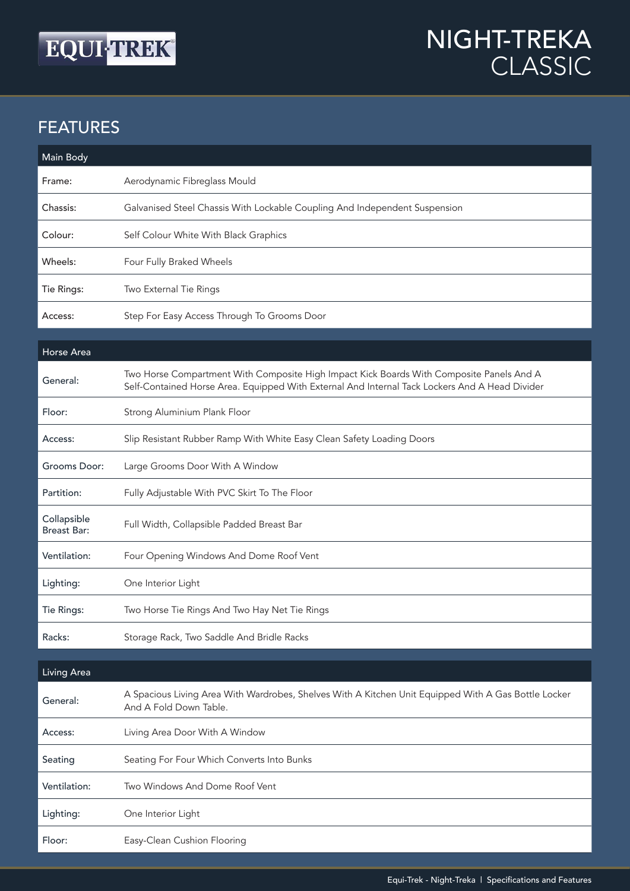# NIGHT-TREKA CLASSIC

## FEATURES

| Main Body | |
|---|---|
| Frame: | Aerodynamic Fibreglass Mould |
| Chassis: | Galvanised Steel Chassis With Lockable Coupling And Independent Suspension |
| Colour: | Self Colour White With Black Graphics |
| Wheels: | Four Fully Braked Wheels |
| Tie Rings: | Two External Tie Rings |
| Access: | Step For Easy Access Through To Grooms Door |

| Horse Area | |
|---|---|
| General: | Two Horse Compartment With Composite High Impact Kick Boards With Composite Panels And A Self-Contained Horse Area. Equipped With External And Internal Tack Lockers And A Head Divider |
| Floor: | Strong Aluminium Plank Floor |
| Access: | Slip Resistant Rubber Ramp With White Easy Clean Safety Loading Doors |
| Grooms Door: | Large Grooms Door With A Window |
| Partition: | Fully Adjustable With PVC Skirt To The Floor |
| Collapsible Breast Bar: | Full Width, Collapsible Padded Breast Bar |
| Ventilation: | Four Opening Windows And Dome Roof Vent |
| Lighting: | One Interior Light |
| Tie Rings: | Two Horse Tie Rings And Two Hay Net Tie Rings |
| Racks: | Storage Rack, Two Saddle And Bridle Racks |

| Living Area | |
|---|---|
| General: | A Spacious Living Area With Wardrobes, Shelves With A Kitchen Unit Equipped With A Gas Bottle Locker And A Fold Down Table. |
| Access: | Living Area Door With A Window |
| Seating | Seating For Four Which Converts Into Bunks |
| Ventilation: | Two Windows And Dome Roof Vent |
| Lighting: | One Interior Light |
| Floor: | Easy-Clean Cushion Flooring |